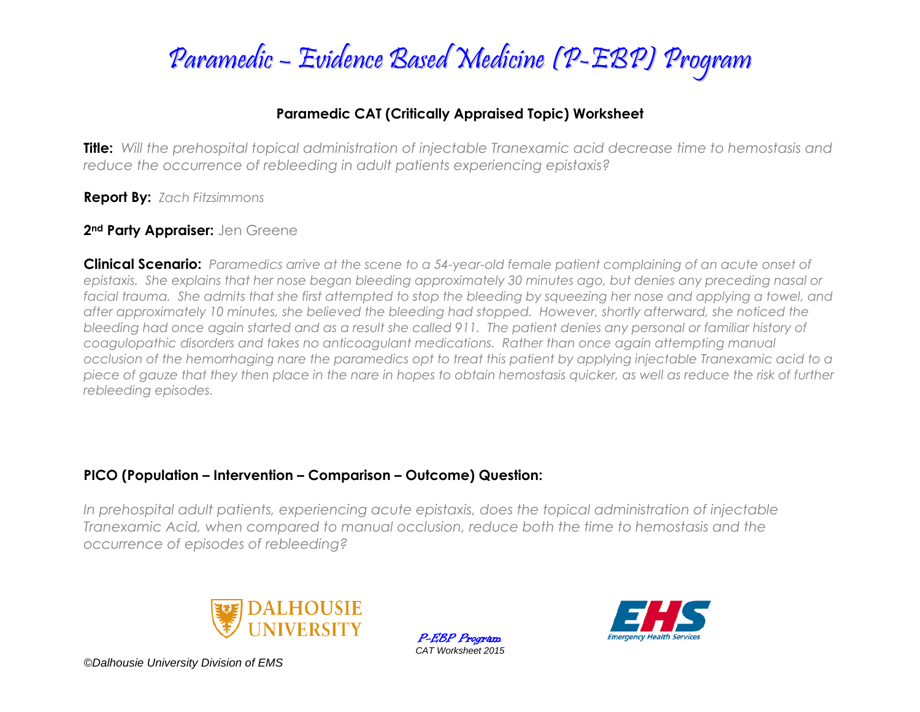# Paramedic – Evidence Based Medicine (P-EBP) Program

### Paramedic CAT (Critically Appraised Topic) Worksheet

**Title:** *Will the prehospital topical administration of injectable Tranexamic acid decrease time to hemostasis and reduce the occurrence of rebleeding in adult patients experiencing epistaxis?*

**Report By:** *Zach Fitzsimmons*

**2nd Party Appraiser:** Jen Greene

**Clinical Scenario:** *Paramedics arrive at the scene to a 54-year-old female patient complaining of an acute onset of epistaxis. She explains that her nose began bleeding approximately 30 minutes ago, but denies any preceding nasal or facial trauma. She admits that she first attempted to stop the bleeding by squeezing her nose and applying a towel, and after approximately 10 minutes, she believed the bleeding had stopped. However, shortly afterward, she noticed the bleeding had once again started and as a result she called 911. The patient denies any personal or familiar history of coagulopathic disorders and takes no anticoagulant medications. Rather than once again attempting manual occlusion of the hemorrhaging nare the paramedics opt to treat this patient by applying injectable Tranexamic acid to a piece of gauze that they then place in the nare in hopes to obtain hemostasis quicker, as well as reduce the risk of further rebleeding episodes.*

**PICO (Population – Intervention – Comparison – Outcome) Question:**

*In prehospital adult patients, experiencing acute epistaxis, does the topical administration of injectable Tranexamic Acid, when compared to manual occlusion, reduce both the time to hemostasis and the occurrence of episodes of rebleeding?*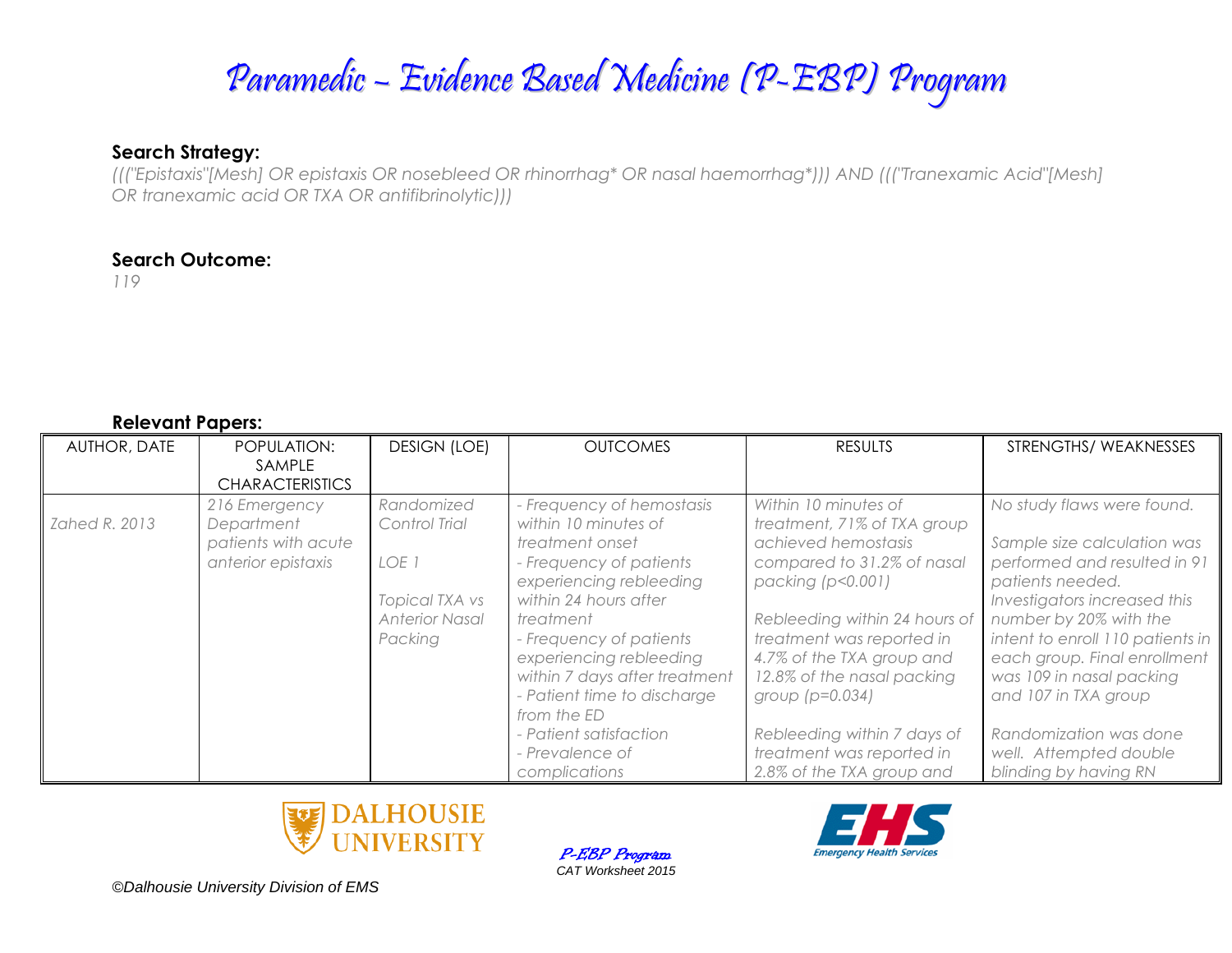# Paramedic – Evidence Based Medicine (P-EBP) Program

**Search Strategy:**

*((("Epistaxis"[Mesh] OR epistaxis OR nosebleed OR rhinorrhag* OR nasal haemorrhag*))) AND ((("Tranexamic Acid"[Mesh] OR tranexamic acid OR TXA OR antifibrinolytic)))*

**Search Outcome:**

*119*

**Relevant Papers:**

| AUTHOR, DATE | POPULATION: SAMPLE CHARACTERISTICS | DESIGN (LOE) | OUTCOMES | RESULTS | STRENGTHS/ WEAKNESSES |
|---|---|---|---|---|---|
| *Zahed R. 2013* | *216 Emergency Department patients with acute anterior epistaxis* | *Randomized Control Trial*<br><br>*LOE 1*<br><br>*Topical TXA vs Anterior Nasal Packing* | *- Frequency of hemostasis within 10 minutes of treatment onset*<br>*- Frequency of patients experiencing rebleeding within 24 hours after treatment*<br>*- Frequency of patients experiencing rebleeding within 7 days after treatment*<br>*- Patient time to discharge from the ED*<br>*- Patient satisfaction*<br>*- Prevalence of complications* | *Within 10 minutes of treatment, 71% of TXA group achieved hemostasis compared to 31.2% of nasal packing ($p<0.001$)*<br><br>*Rebleeding within 24 hours of treatment was reported in 4.7% of the TXA group and 12.8% of the nasal packing group ($p=0.034$)*<br><br>*Rebleeding within 7 days of treatment was reported in 2.8% of the TXA group and* | *No study flaws were found.*<br><br>*Sample size calculation was performed and resulted in 91 patients needed. Investigators increased this number by 20% with the intent to enroll 110 patients in each group. Final enrollment was 109 in nasal packing and 107 in TXA group*<br><br>*Randomization was done well. Attempted double blinding by having RN* |

*P-EBP Program*
*CAT Worksheet 2015*

*©Dalhousie University Division of EMS*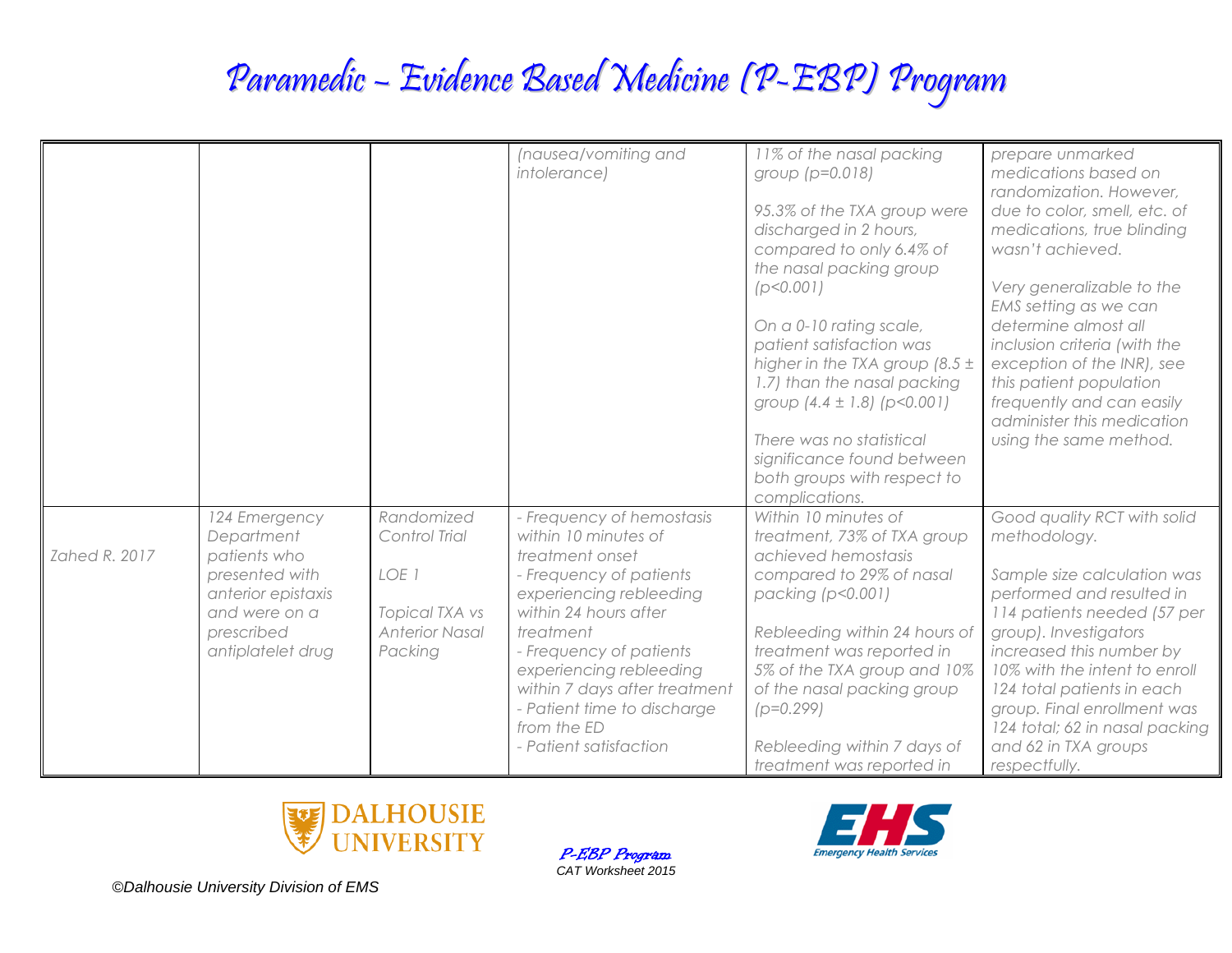# Paramedic – Evidence Based Medicine (P-EBP) Program

| | | | | | |
|---|---|---|---|---|---|
| | | | *(nausea/vomiting and intolerance)* | *11% of the nasal packing group (p=0.018)*<br><br>*95.3% of the TXA group were discharged in 2 hours, compared to only 6.4% of the nasal packing group (p<0.001)*<br><br>*On a 0-10 rating scale, patient satisfaction was higher in the TXA group (8.5 ± 1.7) than the nasal packing group (4.4 ± 1.8) (p<0.001)*<br><br>*There was no statistical significance found between both groups with respect to complications.* | *prepare unmarked medications based on randomization. However, due to color, smell, etc. of medications, true blinding wasn't achieved.*<br><br>*Very generalizable to the EMS setting as we can determine almost all inclusion criteria (with the exception of the INR), see this patient population frequently and can easily administer this medication using the same method.* |
| *Zahed R. 2017* | *124 Emergency Department patients who presented with anterior epistaxis and were on a prescribed antiplatelet drug* | *Randomized Control Trial*<br><br>*LOE 1*<br><br>*Topical TXA vs Anterior Nasal Packing* | *- Frequency of hemostasis within 10 minutes of treatment onset*<br>*- Frequency of patients experiencing rebleeding within 24 hours after treatment*<br>*- Frequency of patients experiencing rebleeding within 7 days after treatment*<br>*- Patient time to discharge from the ED*<br>*- Patient satisfaction* | *Within 10 minutes of treatment, 73% of TXA group achieved hemostasis compared to 29% of nasal packing (p<0.001)*<br><br>*Rebleeding within 24 hours of treatment was reported in 5% of the TXA group and 10% of the nasal packing group (p=0.299)*<br><br>*Rebleeding within 7 days of treatment was reported in* | *Good quality RCT with solid methodology.*<br><br>*Sample size calculation was performed and resulted in 114 patients needed (57 per group). Investigators increased this number by 10% with the intent to enroll 124 total patients in each group. Final enrollment was 124 total; 62 in nasal packing and 62 in TXA groups respectfully.* |

©Dalhousie University Division of EMS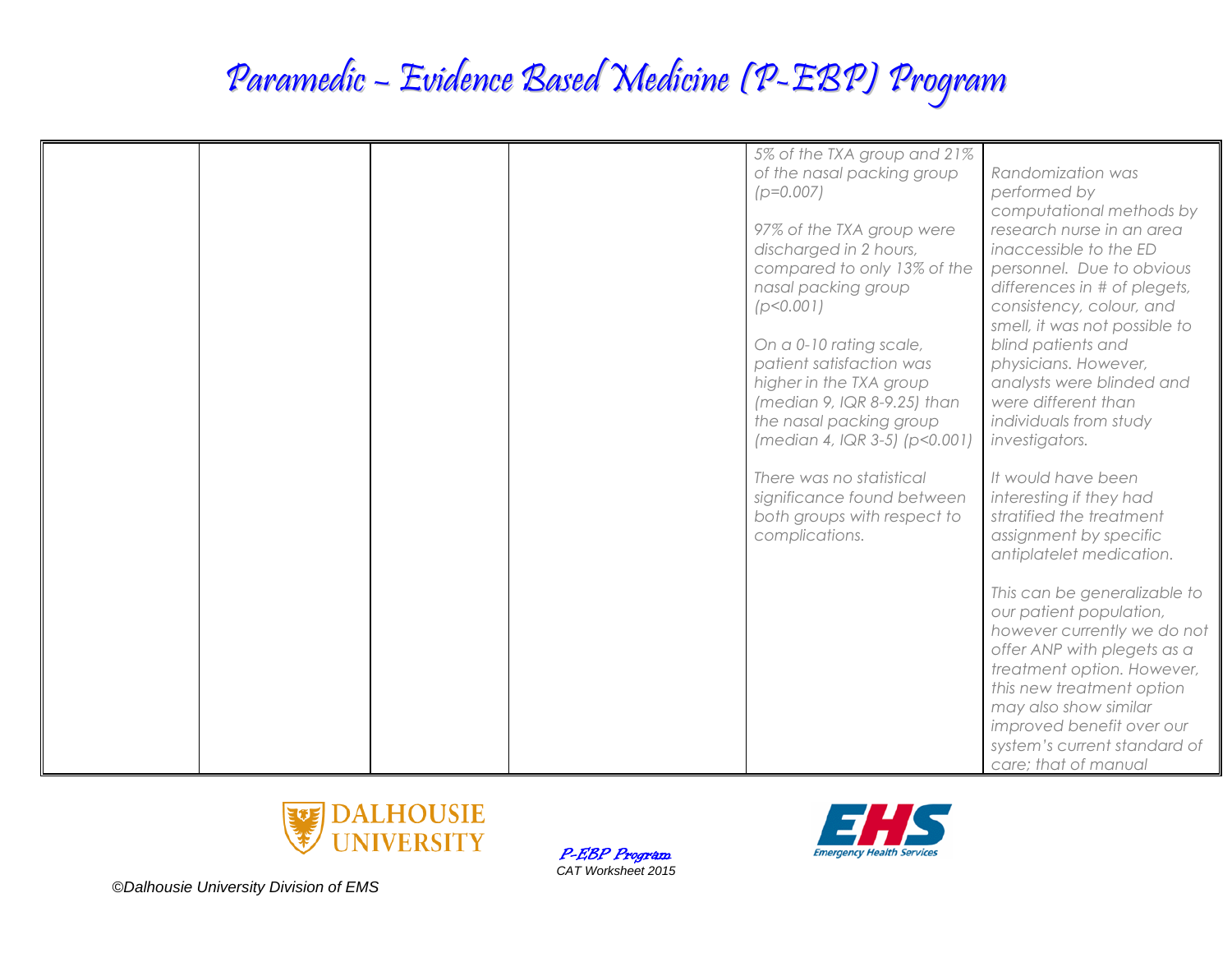| | | | | | |
|---|---|---|---|---|---|
| | | | | *5% of the TXA group and 21% of the nasal packing group ($p=0.007$)*<br><br>*97% of the TXA group were discharged in 2 hours, compared to only 13% of the nasal packing group ($p<0.001$)*<br><br>*On a 0-10 rating scale, patient satisfaction was higher in the TXA group (median 9, IQR 8-9.25) than the nasal packing group (median 4, IQR 3-5) ($p<0.001$)*<br><br>*There was no statistical significance found between both groups with respect to complications.* | *Randomization was performed by computational methods by research nurse in an area inaccessible to the ED personnel. Due to obvious differences in # of plegets, consistency, colour, and smell, it was not possible to blind patients and physicians. However, analysts were blinded and were different than individuals from study investigators.*<br><br>*It would have been interesting if they had stratified the treatment assignment by specific antiplatelet medication.*<br><br>*This can be generalizable to our patient population, however currently we do not offer ANP with plegets as a treatment option. However, this new treatment option may also show similar improved benefit over our system's current standard of care; that of manual* |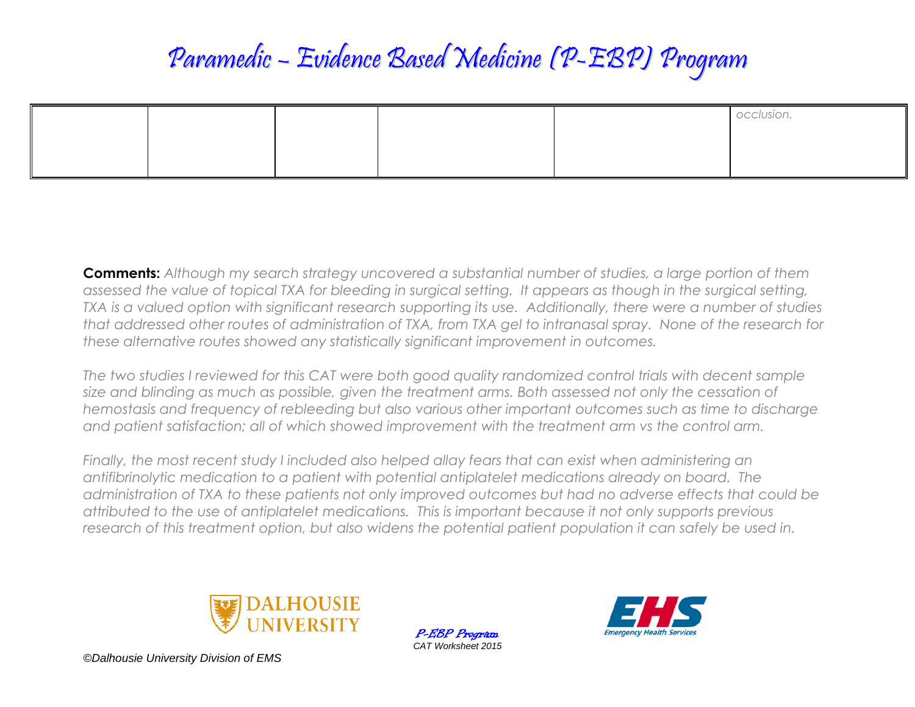| | | | | | |
|---|---|---|---|---|---|
| | | | | | *occlusion.* |

**Comments:** *Although my search strategy uncovered a substantial number of studies, a large portion of them assessed the value of topical TXA for bleeding in surgical setting. It appears as though in the surgical setting, TXA is a valued option with significant research supporting its use. Additionally, there were a number of studies that addressed other routes of administration of TXA, from TXA gel to intranasal spray. None of the research for these alternative routes showed any statistically significant improvement in outcomes.*

*The two studies I reviewed for this CAT were both good quality randomized control trials with decent sample size and blinding as much as possible, given the treatment arms. Both assessed not only the cessation of hemostasis and frequency of rebleeding but also various other important outcomes such as time to discharge and patient satisfaction; all of which showed improvement with the treatment arm vs the control arm.*

*Finally, the most recent study I included also helped allay fears that can exist when administering an antifibrinolytic medication to a patient with potential antiplatelet medications already on board. The administration of TXA to these patients not only improved outcomes but had no adverse effects that could be attributed to the use of antiplatelet medications. This is important because it not only supports previous research of this treatment option, but also widens the potential patient population it can safely be used in.*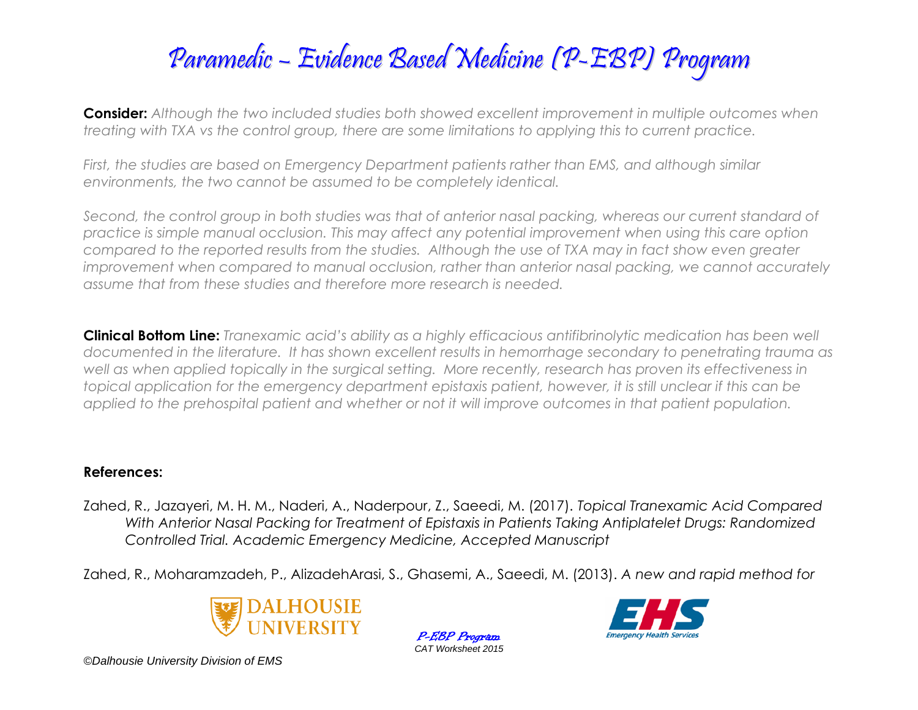**Consider:** *Although the two included studies both showed excellent improvement in multiple outcomes when treating with TXA vs the control group, there are some limitations to applying this to current practice.*

*First, the studies are based on Emergency Department patients rather than EMS, and although similar environments, the two cannot be assumed to be completely identical.*

*Second, the control group in both studies was that of anterior nasal packing, whereas our current standard of practice is simple manual occlusion. This may affect any potential improvement when using this care option compared to the reported results from the studies. Although the use of TXA may in fact show even greater improvement when compared to manual occlusion, rather than anterior nasal packing, we cannot accurately assume that from these studies and therefore more research is needed.*

**Clinical Bottom Line:** *Tranexamic acid's ability as a highly efficacious antifibrinolytic medication has been well documented in the literature. It has shown excellent results in hemorrhage secondary to penetrating trauma as well as when applied topically in the surgical setting. More recently, research has proven its effectiveness in topical application for the emergency department epistaxis patient, however, it is still unclear if this can be applied to the prehospital patient and whether or not it will improve outcomes in that patient population.*

**References:**

Zahed, R., Jazayeri, M. H. M., Naderi, A., Naderpour, Z., Saeedi, M. (2017). *Topical Tranexamic Acid Compared With Anterior Nasal Packing for Treatment of Epistaxis in Patients Taking Antiplatelet Drugs: Randomized Controlled Trial. Academic Emergency Medicine, Accepted Manuscript*

Zahed, R., Moharamzadeh, P., AlizadehArasi, S., Ghasemi, A., Saeedi, M. (2013). *A new and rapid method for*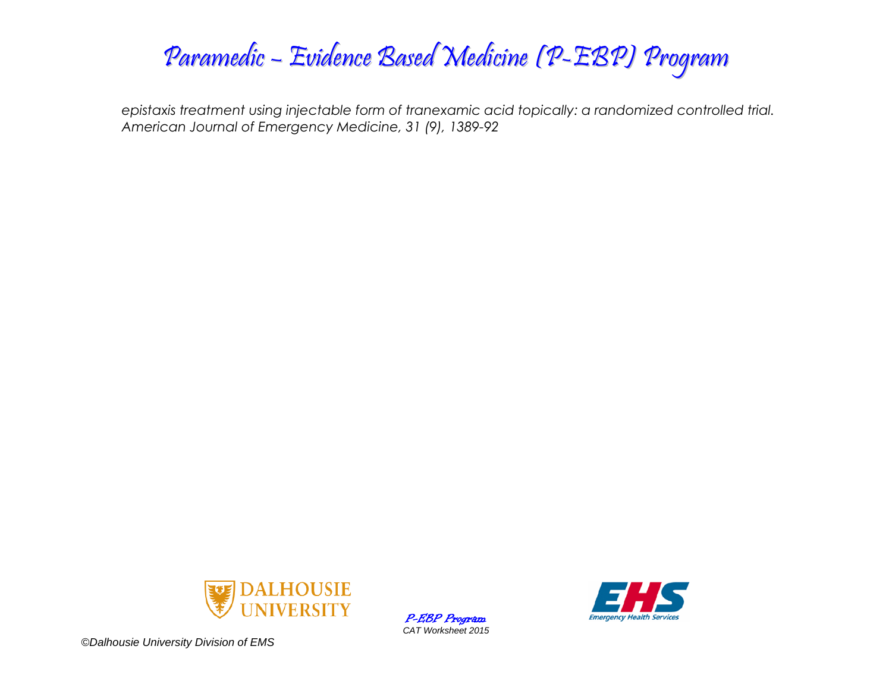*epistaxis treatment using injectable form of tranexamic acid topically: a randomized controlled trial. American Journal of Emergency Medicine, 31 (9), 1389-92*